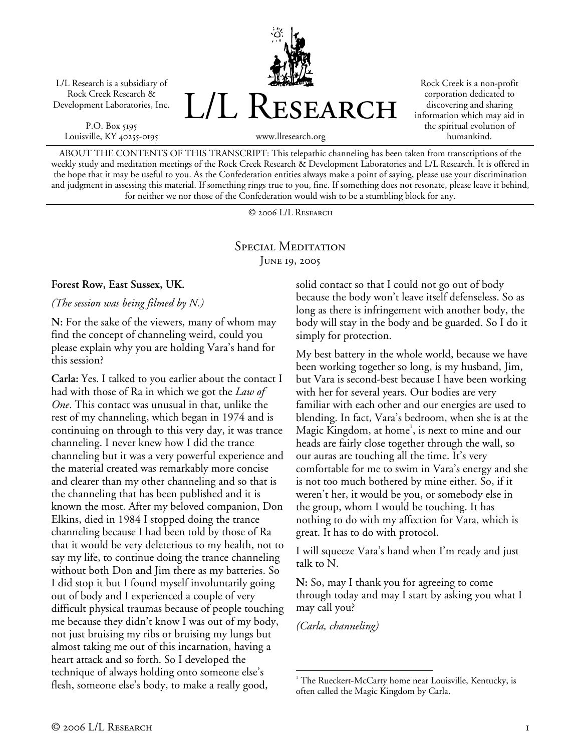L/L Research is a subsidiary of Rock Creek Research & Development Laboratories, Inc.

P.O. Box 5195
Louisville, KY 40255-0195

# L/L Research

www.llresearch.org

Rock Creek is a non-profit corporation dedicated to discovering and sharing information which may aid in the spiritual evolution of humankind.

ABOUT THE CONTENTS OF THIS TRANSCRIPT: This telepathic channeling has been taken from transcriptions of the weekly study and meditation meetings of the Rock Creek Research & Development Laboratories and L/L Research. It is offered in the hope that it may be useful to you. As the Confederation entities always make a point of saying, please use your discrimination and judgment in assessing this material. If something rings true to you, fine. If something does not resonate, please leave it behind, for neither we nor those of the Confederation would wish to be a stumbling block for any.

© 2006 L/L Research

## Special Meditation

June 19, 2005

**Forest Row, East Sussex, UK.**

*(The session was being filmed by N.)*

**N:** For the sake of the viewers, many of whom may find the concept of channeling weird, could you please explain why you are holding Vara's hand for this session?

**Carla:** Yes. I talked to you earlier about the contact I had with those of Ra in which we got the *Law of One*. This contact was unusual in that, unlike the rest of my channeling, which began in 1974 and is continuing on through to this very day, it was trance channeling. I never knew how I did the trance channeling but it was a very powerful experience and the material created was remarkably more concise and clearer than my other channeling and so that is the channeling that has been published and it is known the most. After my beloved companion, Don Elkins, died in 1984 I stopped doing the trance channeling because I had been told by those of Ra that it would be very deleterious to my health, not to say my life, to continue doing the trance channeling without both Don and Jim there as my batteries. So I did stop it but I found myself involuntarily going out of body and I experienced a couple of very difficult physical traumas because of people touching me because they didn't know I was out of my body, not just bruising my ribs or bruising my lungs but almost taking me out of this incarnation, having a heart attack and so forth. So I developed the technique of always holding onto someone else's flesh, someone else's body, to make a really good, solid contact so that I could not go out of body because the body won't leave itself defenseless. So as long as there is infringement with another body, the body will stay in the body and be guarded. So I do it simply for protection.

My best battery in the whole world, because we have been working together so long, is my husband, Jim, but Vara is second-best because I have been working with her for several years. Our bodies are very familiar with each other and our energies are used to blending. In fact, Vara's bedroom, when she is at the Magic Kingdom, at home[1], is next to mine and our heads are fairly close together through the wall, so our auras are touching all the time. It's very comfortable for me to swim in Vara's energy and she is not too much bothered by mine either. So, if it weren't her, it would be you, or somebody else in the group, whom I would be touching. It has nothing to do with my affection for Vara, which is great. It has to do with protocol.

I will squeeze Vara's hand when I'm ready and just talk to N.

**N:** So, may I thank you for agreeing to come through today and may I start by asking you what I may call you?

*(Carla, channeling)*

[1] The Rueckert-McCarty home near Louisville, Kentucky, is often called the Magic Kingdom by Carla.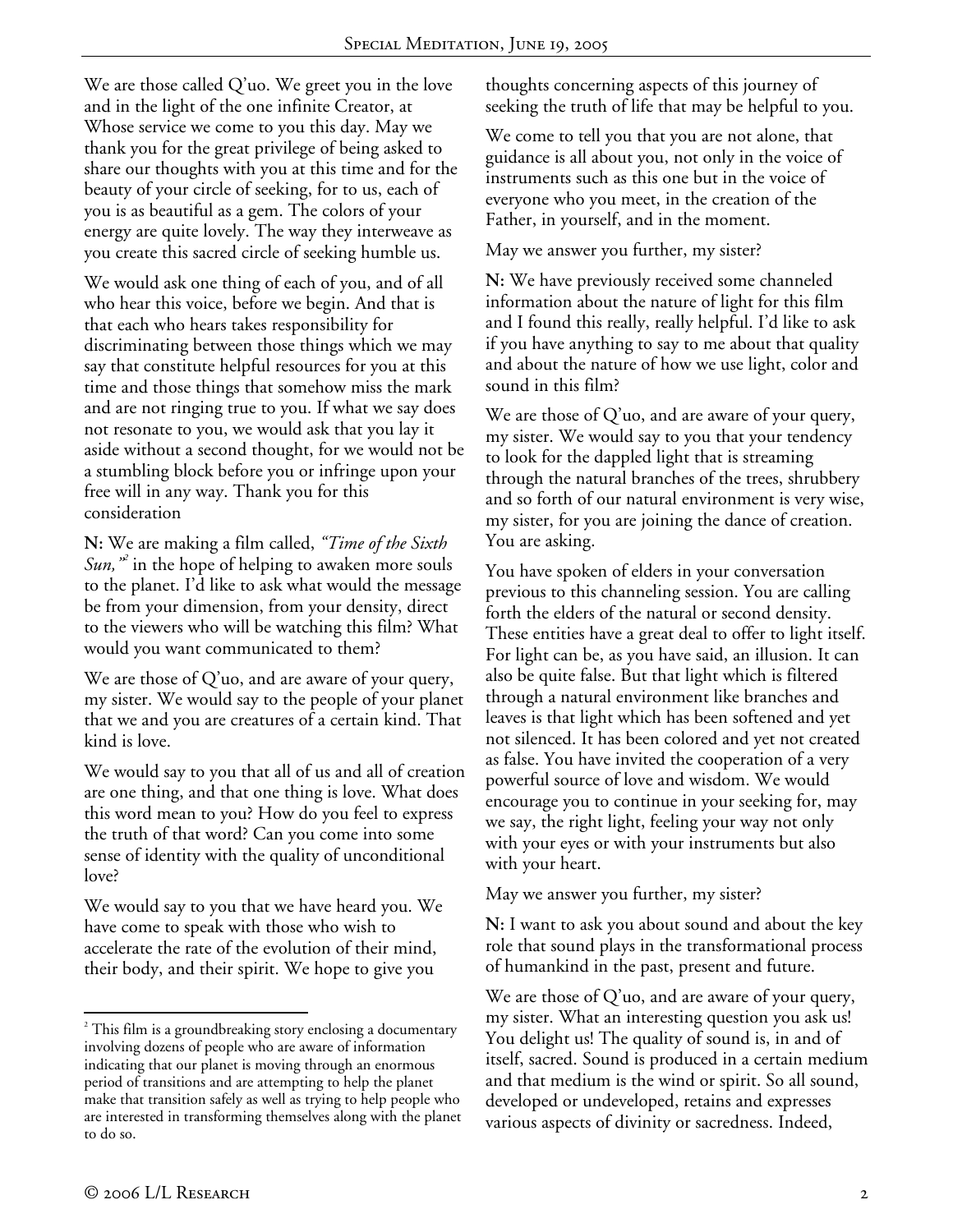We are those called Q'uo. We greet you in the love and in the light of the one infinite Creator, at Whose service we come to you this day. May we thank you for the great privilege of being asked to share our thoughts with you at this time and for the beauty of your circle of seeking, for to us, each of you is as beautiful as a gem. The colors of your energy are quite lovely. The way they interweave as you create this sacred circle of seeking humble us.

We would ask one thing of each of you, and of all who hear this voice, before we begin. And that is that each who hears takes responsibility for discriminating between those things which we may say that constitute helpful resources for you at this time and those things that somehow miss the mark and are not ringing true to you. If what we say does not resonate to you, we would ask that you lay it aside without a second thought, for we would not be a stumbling block before you or infringe upon your free will in any way. Thank you for this consideration

**N:** We are making a film called, *"Time of the Sixth Sun,"*[2] in the hope of helping to awaken more souls to the planet. I'd like to ask what would the message be from your dimension, from your density, direct to the viewers who will be watching this film? What would you want communicated to them?

We are those of Q'uo, and are aware of your query, my sister. We would say to the people of your planet that we and you are creatures of a certain kind. That kind is love.

We would say to you that all of us and all of creation are one thing, and that one thing is love. What does this word mean to you? How do you feel to express the truth of that word? Can you come into some sense of identity with the quality of unconditional love?

We would say to you that we have heard you. We have come to speak with those who wish to accelerate the rate of the evolution of their mind, their body, and their spirit. We hope to give you thoughts concerning aspects of this journey of seeking the truth of life that may be helpful to you.

We come to tell you that you are not alone, that guidance is all about you, not only in the voice of instruments such as this one but in the voice of everyone who you meet, in the creation of the Father, in yourself, and in the moment.

May we answer you further, my sister?

**N:** We have previously received some channeled information about the nature of light for this film and I found this really, really helpful. I'd like to ask if you have anything to say to me about that quality and about the nature of how we use light, color and sound in this film?

We are those of Q'uo, and are aware of your query, my sister. We would say to you that your tendency to look for the dappled light that is streaming through the natural branches of the trees, shrubbery and so forth of our natural environment is very wise, my sister, for you are joining the dance of creation. You are asking.

You have spoken of elders in your conversation previous to this channeling session. You are calling forth the elders of the natural or second density. These entities have a great deal to offer to light itself. For light can be, as you have said, an illusion. It can also be quite false. But that light which is filtered through a natural environment like branches and leaves is that light which has been softened and yet not silenced. It has been colored and yet not created as false. You have invited the cooperation of a very powerful source of love and wisdom. We would encourage you to continue in your seeking for, may we say, the right light, feeling your way not only with your eyes or with your instruments but also with your heart.

May we answer you further, my sister?

**N:** I want to ask you about sound and about the key role that sound plays in the transformational process of humankind in the past, present and future.

We are those of Q'uo, and are aware of your query, my sister. What an interesting question you ask us! You delight us! The quality of sound is, in and of itself, sacred. Sound is produced in a certain medium and that medium is the wind or spirit. So all sound, developed or undeveloped, retains and expresses various aspects of divinity or sacredness. Indeed,

---

[2] This film is a groundbreaking story enclosing a documentary involving dozens of people who are aware of information indicating that our planet is moving through an enormous period of transitions and are attempting to help the planet make that transition safely as well as trying to help people who are interested in transforming themselves along with the planet to do so.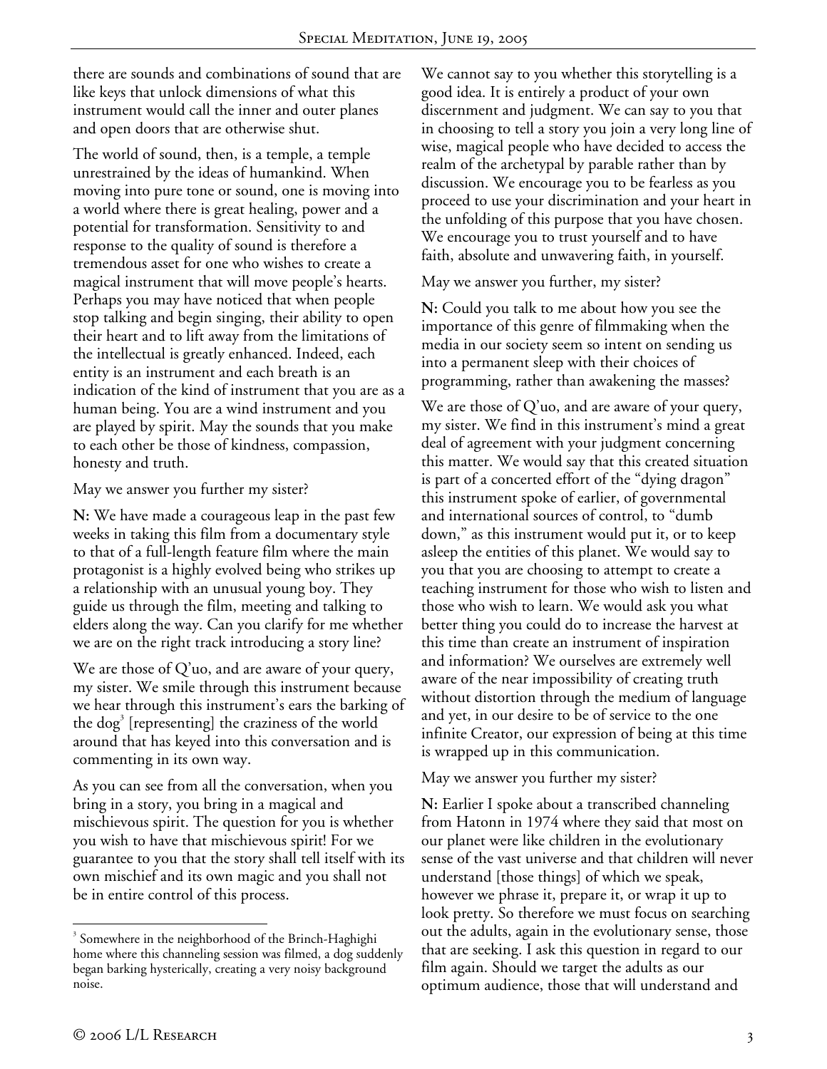there are sounds and combinations of sound that are like keys that unlock dimensions of what this instrument would call the inner and outer planes and open doors that are otherwise shut.

The world of sound, then, is a temple, a temple unrestrained by the ideas of humankind. When moving into pure tone or sound, one is moving into a world where there is great healing, power and a potential for transformation. Sensitivity to and response to the quality of sound is therefore a tremendous asset for one who wishes to create a magical instrument that will move people's hearts. Perhaps you may have noticed that when people stop talking and begin singing, their ability to open their heart and to lift away from the limitations of the intellectual is greatly enhanced. Indeed, each entity is an instrument and each breath is an indication of the kind of instrument that you are as a human being. You are a wind instrument and you are played by spirit. May the sounds that you make to each other be those of kindness, compassion, honesty and truth.

May we answer you further my sister?

**N:** We have made a courageous leap in the past few weeks in taking this film from a documentary style to that of a full-length feature film where the main protagonist is a highly evolved being who strikes up a relationship with an unusual young boy. They guide us through the film, meeting and talking to elders along the way. Can you clarify for me whether we are on the right track introducing a story line?

We are those of Q'uo, and are aware of your query, my sister. We smile through this instrument because we hear through this instrument's ears the barking of the dog[3] [representing] the craziness of the world around that has keyed into this conversation and is commenting in its own way.

As you can see from all the conversation, when you bring in a story, you bring in a magical and mischievous spirit. The question for you is whether you wish to have that mischievous spirit! For we guarantee to you that the story shall tell itself with its own mischief and its own magic and you shall not be in entire control of this process.

We cannot say to you whether this storytelling is a good idea. It is entirely a product of your own discernment and judgment. We can say to you that in choosing to tell a story you join a very long line of wise, magical people who have decided to access the realm of the archetypal by parable rather than by discussion. We encourage you to be fearless as you proceed to use your discrimination and your heart in the unfolding of this purpose that you have chosen. We encourage you to trust yourself and to have faith, absolute and unwavering faith, in yourself.

May we answer you further, my sister?

**N:** Could you talk to me about how you see the importance of this genre of filmmaking when the media in our society seem so intent on sending us into a permanent sleep with their choices of programming, rather than awakening the masses?

We are those of Q'uo, and are aware of your query, my sister. We find in this instrument's mind a great deal of agreement with your judgment concerning this matter. We would say that this created situation is part of a concerted effort of the "dying dragon" this instrument spoke of earlier, of governmental and international sources of control, to "dumb down," as this instrument would put it, or to keep asleep the entities of this planet. We would say to you that you are choosing to attempt to create a teaching instrument for those who wish to listen and those who wish to learn. We would ask you what better thing you could do to increase the harvest at this time than create an instrument of inspiration and information? We ourselves are extremely well aware of the near impossibility of creating truth without distortion through the medium of language and yet, in our desire to be of service to the one infinite Creator, our expression of being at this time is wrapped up in this communication.

May we answer you further my sister?

**N:** Earlier I spoke about a transcribed channeling from Hatonn in 1974 where they said that most on our planet were like children in the evolutionary sense of the vast universe and that children will never understand [those things] of which we speak, however we phrase it, prepare it, or wrap it up to look pretty. So therefore we must focus on searching out the adults, again in the evolutionary sense, those that are seeking. I ask this question in regard to our film again. Should we target the adults as our optimum audience, those that will understand and

---

[3] Somewhere in the neighborhood of the Brinch-Haghighi home where this channeling session was filmed, a dog suddenly began barking hysterically, creating a very noisy background noise.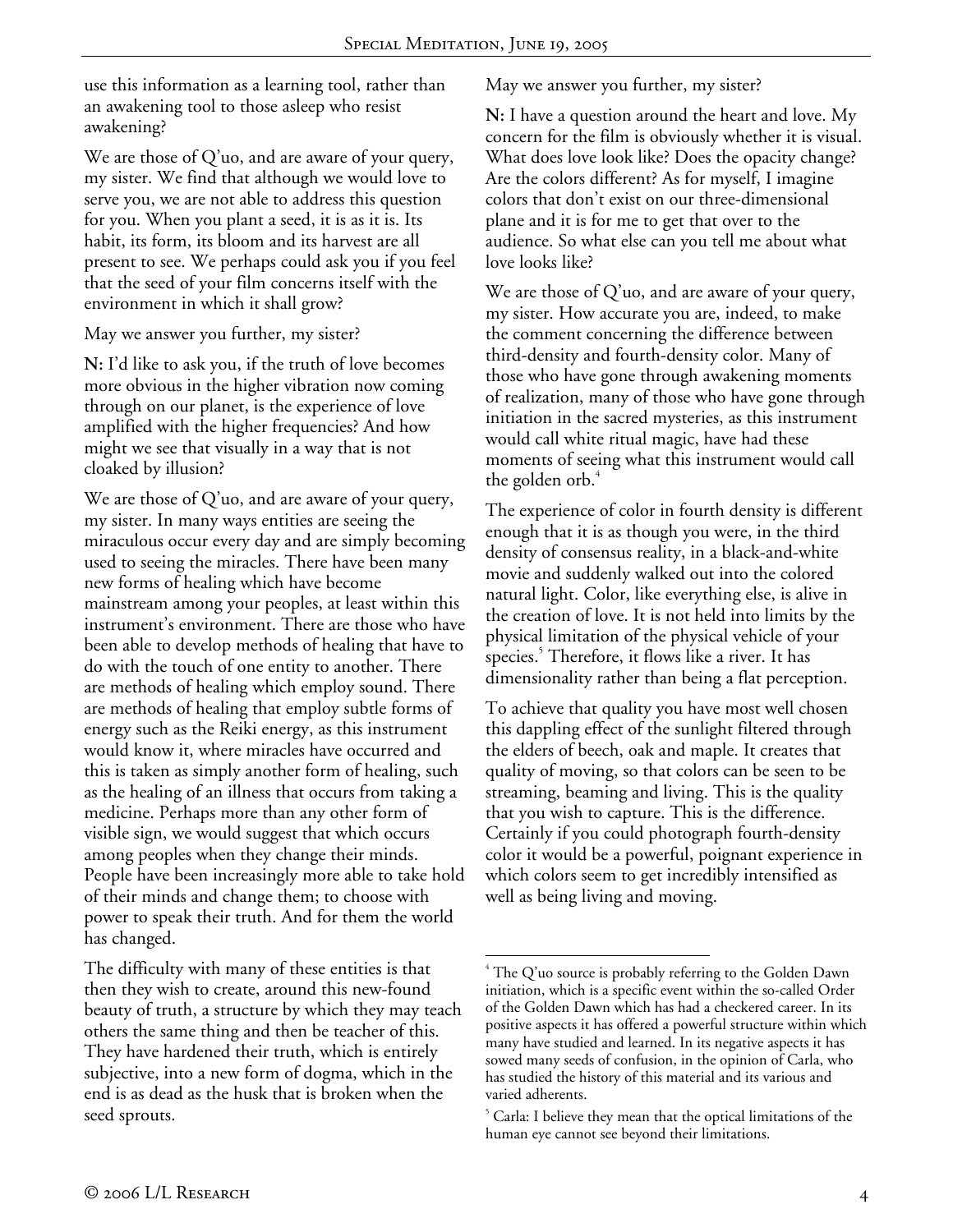use this information as a learning tool, rather than an awakening tool to those asleep who resist awakening?

We are those of Q'uo, and are aware of your query, my sister. We find that although we would love to serve you, we are not able to address this question for you. When you plant a seed, it is as it is. Its habit, its form, its bloom and its harvest are all present to see. We perhaps could ask you if you feel that the seed of your film concerns itself with the environment in which it shall grow?

May we answer you further, my sister?

**N:** I'd like to ask you, if the truth of love becomes more obvious in the higher vibration now coming through on our planet, is the experience of love amplified with the higher frequencies? And how might we see that visually in a way that is not cloaked by illusion?

We are those of Q'uo, and are aware of your query, my sister. In many ways entities are seeing the miraculous occur every day and are simply becoming used to seeing the miracles. There have been many new forms of healing which have become mainstream among your peoples, at least within this instrument's environment. There are those who have been able to develop methods of healing that have to do with the touch of one entity to another. There are methods of healing which employ sound. There are methods of healing that employ subtle forms of energy such as the Reiki energy, as this instrument would know it, where miracles have occurred and this is taken as simply another form of healing, such as the healing of an illness that occurs from taking a medicine. Perhaps more than any other form of visible sign, we would suggest that which occurs among peoples when they change their minds. People have been increasingly more able to take hold of their minds and change them; to choose with power to speak their truth. And for them the world has changed.

The difficulty with many of these entities is that then they wish to create, around this new-found beauty of truth, a structure by which they may teach others the same thing and then be teacher of this. They have hardened their truth, which is entirely subjective, into a new form of dogma, which in the end is as dead as the husk that is broken when the seed sprouts.

May we answer you further, my sister?

**N:** I have a question around the heart and love. My concern for the film is obviously whether it is visual. What does love look like? Does the opacity change? Are the colors different? As for myself, I imagine colors that don't exist on our three-dimensional plane and it is for me to get that over to the audience. So what else can you tell me about what love looks like?

We are those of Q'uo, and are aware of your query, my sister. How accurate you are, indeed, to make the comment concerning the difference between third-density and fourth-density color. Many of those who have gone through awakening moments of realization, many of those who have gone through initiation in the sacred mysteries, as this instrument would call white ritual magic, have had these moments of seeing what this instrument would call the golden orb.[4]

The experience of color in fourth density is different enough that it is as though you were, in the third density of consensus reality, in a black-and-white movie and suddenly walked out into the colored natural light. Color, like everything else, is alive in the creation of love. It is not held into limits by the physical limitation of the physical vehicle of your species.[5] Therefore, it flows like a river. It has dimensionality rather than being a flat perception.

To achieve that quality you have most well chosen this dappling effect of the sunlight filtered through the elders of beech, oak and maple. It creates that quality of moving, so that colors can be seen to be streaming, beaming and living. This is the quality that you wish to capture. This is the difference. Certainly if you could photograph fourth-density color it would be a powerful, poignant experience in which colors seem to get incredibly intensified as well as being living and moving.

---

[4] The Q'uo source is probably referring to the Golden Dawn initiation, which is a specific event within the so-called Order of the Golden Dawn which has had a checkered career. In its positive aspects it has offered a powerful structure within which many have studied and learned. In its negative aspects it has sowed many seeds of confusion, in the opinion of Carla, who has studied the history of this material and its various and varied adherents.

[5] Carla: I believe they mean that the optical limitations of the human eye cannot see beyond their limitations.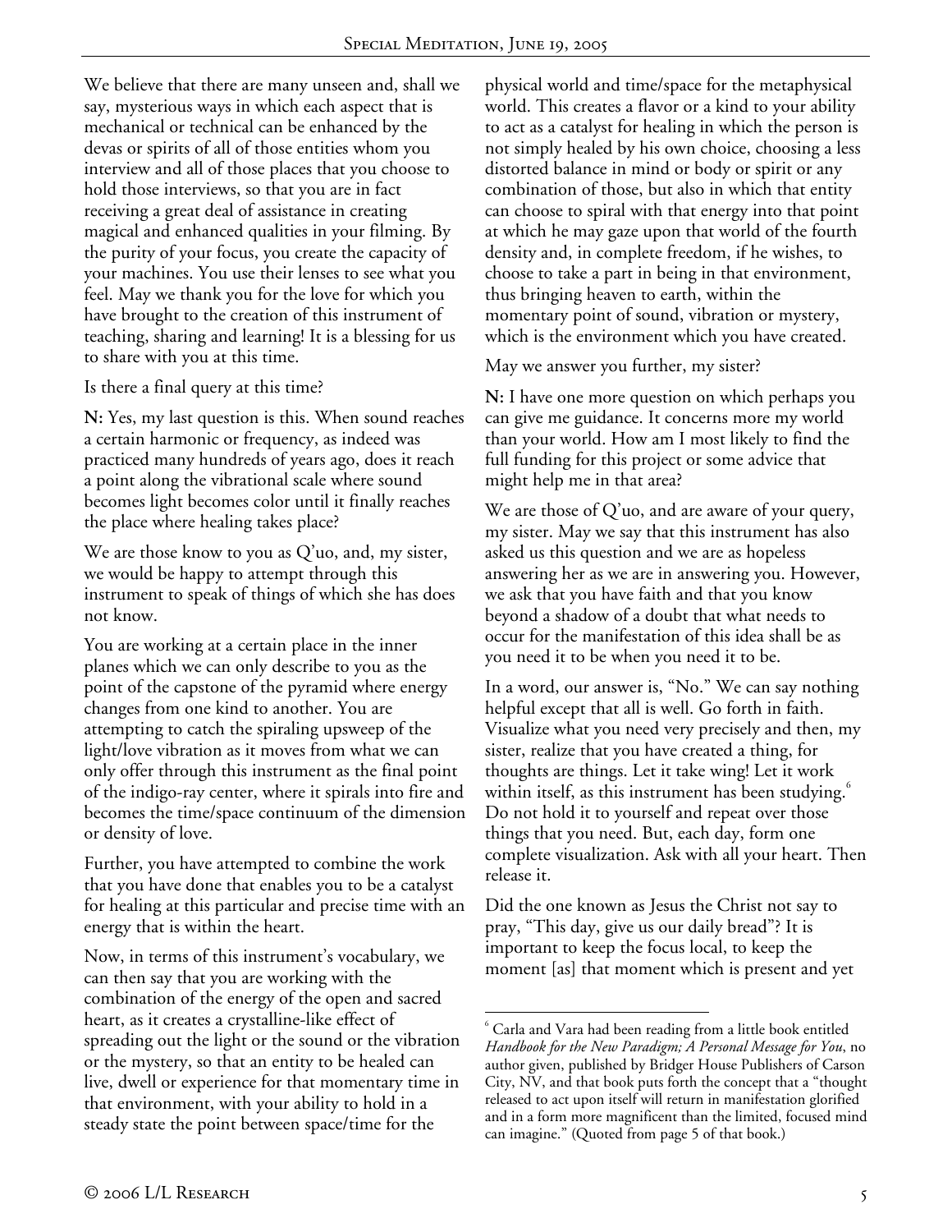We believe that there are many unseen and, shall we say, mysterious ways in which each aspect that is mechanical or technical can be enhanced by the devas or spirits of all of those entities whom you interview and all of those places that you choose to hold those interviews, so that you are in fact receiving a great deal of assistance in creating magical and enhanced qualities in your filming. By the purity of your focus, you create the capacity of your machines. You use their lenses to see what you feel. May we thank you for the love for which you have brought to the creation of this instrument of teaching, sharing and learning! It is a blessing for us to share with you at this time.

Is there a final query at this time?

**N:** Yes, my last question is this. When sound reaches a certain harmonic or frequency, as indeed was practiced many hundreds of years ago, does it reach a point along the vibrational scale where sound becomes light becomes color until it finally reaches the place where healing takes place?

We are those know to you as Q'uo, and, my sister, we would be happy to attempt through this instrument to speak of things of which she has does not know.

You are working at a certain place in the inner planes which we can only describe to you as the point of the capstone of the pyramid where energy changes from one kind to another. You are attempting to catch the spiraling upsweep of the light/love vibration as it moves from what we can only offer through this instrument as the final point of the indigo-ray center, where it spirals into fire and becomes the time/space continuum of the dimension or density of love.

Further, you have attempted to combine the work that you have done that enables you to be a catalyst for healing at this particular and precise time with an energy that is within the heart.

Now, in terms of this instrument's vocabulary, we can then say that you are working with the combination of the energy of the open and sacred heart, as it creates a crystalline-like effect of spreading out the light or the sound or the vibration or the mystery, so that an entity to be healed can live, dwell or experience for that momentary time in that environment, with your ability to hold in a steady state the point between space/time for the physical world and time/space for the metaphysical world. This creates a flavor or a kind to your ability to act as a catalyst for healing in which the person is not simply healed by his own choice, choosing a less distorted balance in mind or body or spirit or any combination of those, but also in which that entity can choose to spiral with that energy into that point at which he may gaze upon that world of the fourth density and, in complete freedom, if he wishes, to choose to take a part in being in that environment, thus bringing heaven to earth, within the momentary point of sound, vibration or mystery, which is the environment which you have created.

May we answer you further, my sister?

**N:** I have one more question on which perhaps you can give me guidance. It concerns more my world than your world. How am I most likely to find the full funding for this project or some advice that might help me in that area?

We are those of Q'uo, and are aware of your query, my sister. May we say that this instrument has also asked us this question and we are as hopeless answering her as we are in answering you. However, we ask that you have faith and that you know beyond a shadow of a doubt that what needs to occur for the manifestation of this idea shall be as you need it to be when you need it to be.

In a word, our answer is, "No." We can say nothing helpful except that all is well. Go forth in faith. Visualize what you need very precisely and then, my sister, realize that you have created a thing, for thoughts are things. Let it take wing! Let it work within itself, as this instrument has been studying.[6] Do not hold it to yourself and repeat over those things that you need. But, each day, form one complete visualization. Ask with all your heart. Then release it.

Did the one known as Jesus the Christ not say to pray, "This day, give us our daily bread"? It is important to keep the focus local, to keep the moment [as] that moment which is present and yet

---

[6] Carla and Vara had been reading from a little book entitled *Handbook for the New Paradigm; A Personal Message for You*, no author given, published by Bridger House Publishers of Carson City, NV, and that book puts forth the concept that a "thought released to act upon itself will return in manifestation glorified and in a form more magnificent than the limited, focused mind can imagine." (Quoted from page 5 of that book.)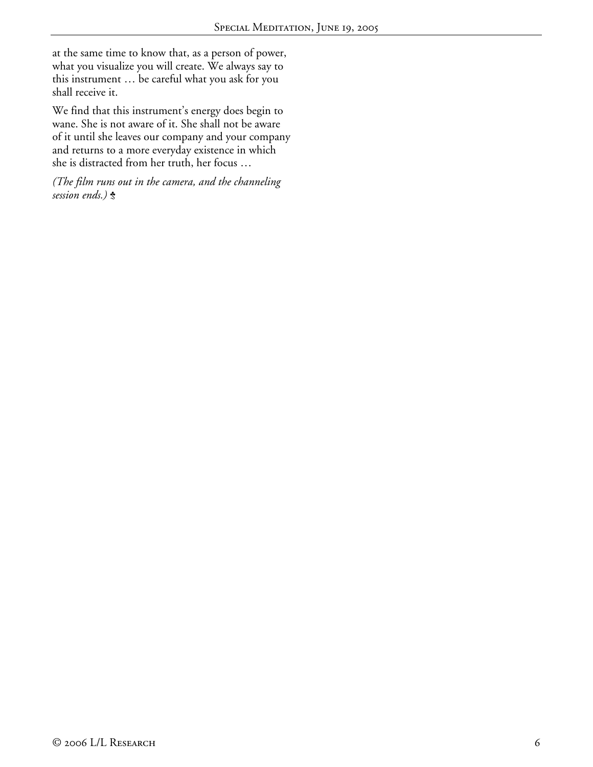at the same time to know that, as a person of power, what you visualize you will create. We always say to this instrument … be careful what you ask for you shall receive it.

We find that this instrument's energy does begin to wane. She is not aware of it. She shall not be aware of it until she leaves our company and your company and returns to a more everyday existence in which she is distracted from her truth, her focus …

*(The film runs out in the camera, and the channeling session ends.)* ♣